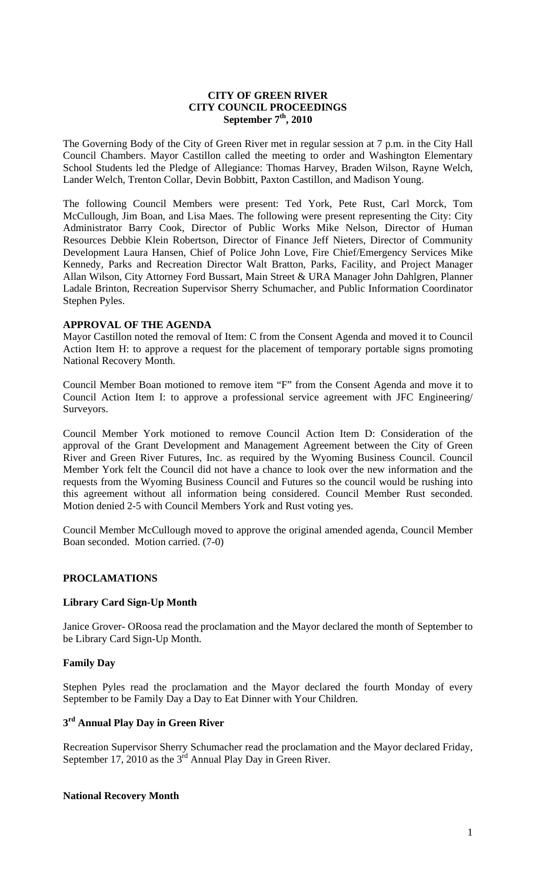# CITY OF GREEN RIVER
# CITY COUNCIL PROCEEDINGS
## September 7th, 2010

The Governing Body of the City of Green River met in regular session at 7 p.m. in the City Hall Council Chambers. Mayor Castillon called the meeting to order and Washington Elementary School Students led the Pledge of Allegiance: Thomas Harvey, Braden Wilson, Rayne Welch, Lander Welch, Trenton Collar, Devin Bobbitt, Paxton Castillon, and Madison Young.

The following Council Members were present: Ted York, Pete Rust, Carl Morck, Tom McCullough, Jim Boan, and Lisa Maes. The following were present representing the City: City Administrator Barry Cook, Director of Public Works Mike Nelson, Director of Human Resources Debbie Klein Robertson, Director of Finance Jeff Nieters, Director of Community Development Laura Hansen, Chief of Police John Love, Fire Chief/Emergency Services Mike Kennedy, Parks and Recreation Director Walt Bratton, Parks, Facility, and Project Manager Allan Wilson, City Attorney Ford Bussart, Main Street & URA Manager John Dahlgren, Planner Ladale Brinton, Recreation Supervisor Sherry Schumacher, and Public Information Coordinator Stephen Pyles.

### APPROVAL OF THE AGENDA

Mayor Castillon noted the removal of Item: C from the Consent Agenda and moved it to Council Action Item H: to approve a request for the placement of temporary portable signs promoting National Recovery Month.

Council Member Boan motioned to remove item "F" from the Consent Agenda and move it to Council Action Item I: to approve a professional service agreement with JFC Engineering/ Surveyors.

Council Member York motioned to remove Council Action Item D: Consideration of the approval of the Grant Development and Management Agreement between the City of Green River and Green River Futures, Inc. as required by the Wyoming Business Council. Council Member York felt the Council did not have a chance to look over the new information and the requests from the Wyoming Business Council and Futures so the council would be rushing into this agreement without all information being considered. Council Member Rust seconded. Motion denied 2-5 with Council Members York and Rust voting yes.

Council Member McCullough moved to approve the original amended agenda, Council Member Boan seconded. Motion carried. (7-0)

### PROCLAMATIONS

#### Library Card Sign-Up Month

Janice Grover- ORoosa read the proclamation and the Mayor declared the month of September to be Library Card Sign-Up Month.

#### Family Day

Stephen Pyles read the proclamation and the Mayor declared the fourth Monday of every September to be Family Day a Day to Eat Dinner with Your Children.

#### 3rd Annual Play Day in Green River

Recreation Supervisor Sherry Schumacher read the proclamation and the Mayor declared Friday, September 17, 2010 as the 3rd Annual Play Day in Green River.

#### National Recovery Month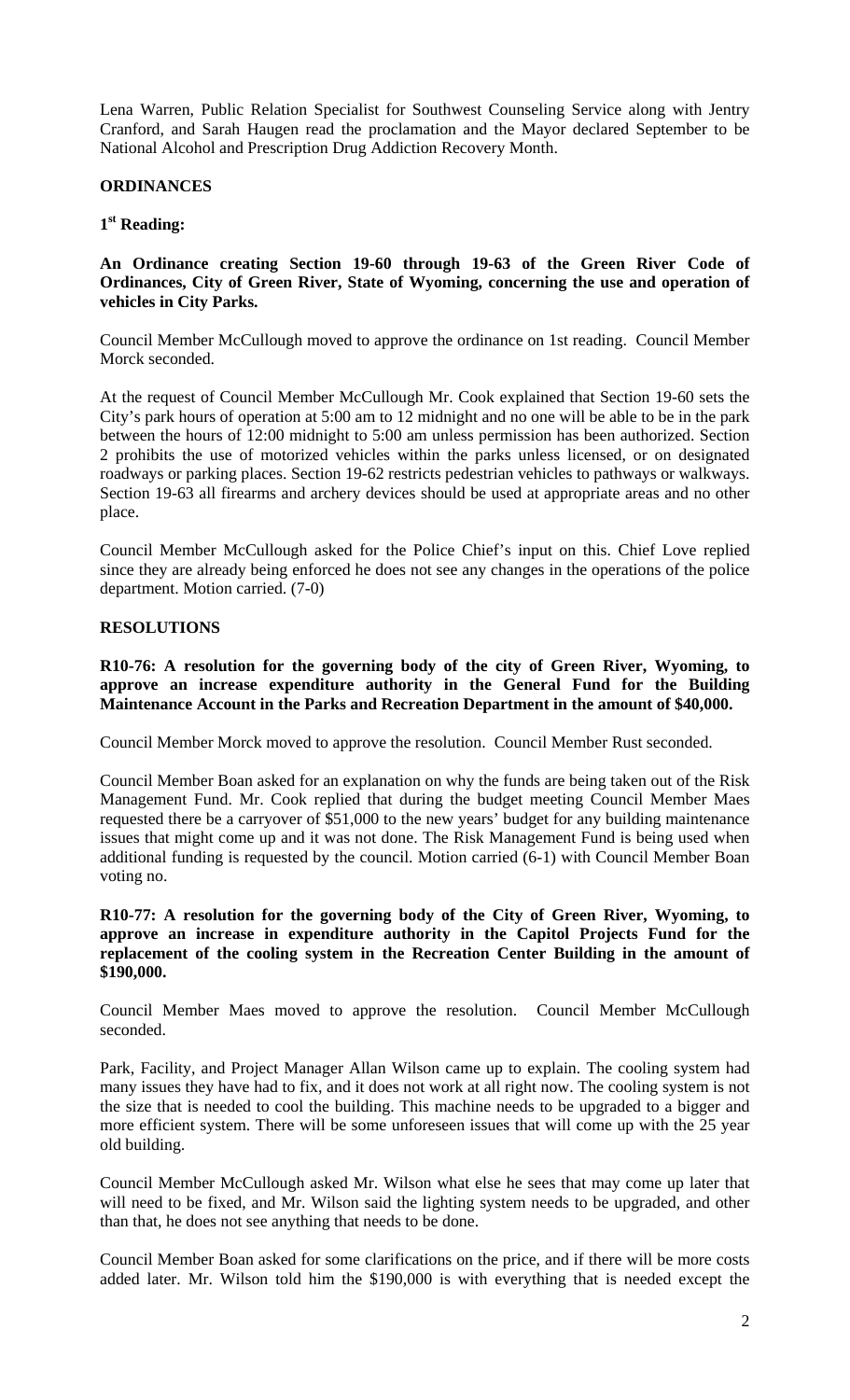Lena Warren, Public Relation Specialist for Southwest Counseling Service along with Jentry Cranford, and Sarah Haugen read the proclamation and the Mayor declared September to be National Alcohol and Prescription Drug Addiction Recovery Month.

**ORDINANCES**

**1st Reading:**

**An Ordinance creating Section 19-60 through 19-63 of the Green River Code of Ordinances, City of Green River, State of Wyoming, concerning the use and operation of vehicles in City Parks.**

Council Member McCullough moved to approve the ordinance on 1st reading. Council Member Morck seconded.

At the request of Council Member McCullough Mr. Cook explained that Section 19-60 sets the City's park hours of operation at 5:00 am to 12 midnight and no one will be able to be in the park between the hours of 12:00 midnight to 5:00 am unless permission has been authorized. Section 2 prohibits the use of motorized vehicles within the parks unless licensed, or on designated roadways or parking places. Section 19-62 restricts pedestrian vehicles to pathways or walkways. Section 19-63 all firearms and archery devices should be used at appropriate areas and no other place.

Council Member McCullough asked for the Police Chief's input on this. Chief Love replied since they are already being enforced he does not see any changes in the operations of the police department. Motion carried. (7-0)

**RESOLUTIONS**

**R10-76: A resolution for the governing body of the city of Green River, Wyoming, to approve an increase expenditure authority in the General Fund for the Building Maintenance Account in the Parks and Recreation Department in the amount of $40,000.**

Council Member Morck moved to approve the resolution. Council Member Rust seconded.

Council Member Boan asked for an explanation on why the funds are being taken out of the Risk Management Fund. Mr. Cook replied that during the budget meeting Council Member Maes requested there be a carryover of $51,000 to the new years' budget for any building maintenance issues that might come up and it was not done. The Risk Management Fund is being used when additional funding is requested by the council. Motion carried (6-1) with Council Member Boan voting no.

**R10-77: A resolution for the governing body of the City of Green River, Wyoming, to approve an increase in expenditure authority in the Capitol Projects Fund for the replacement of the cooling system in the Recreation Center Building in the amount of $190,000.**

Council Member Maes moved to approve the resolution. Council Member McCullough seconded.

Park, Facility, and Project Manager Allan Wilson came up to explain. The cooling system had many issues they have had to fix, and it does not work at all right now. The cooling system is not the size that is needed to cool the building. This machine needs to be upgraded to a bigger and more efficient system. There will be some unforeseen issues that will come up with the 25 year old building.

Council Member McCullough asked Mr. Wilson what else he sees that may come up later that will need to be fixed, and Mr. Wilson said the lighting system needs to be upgraded, and other than that, he does not see anything that needs to be done.

Council Member Boan asked for some clarifications on the price, and if there will be more costs added later. Mr. Wilson told him the $190,000 is with everything that is needed except the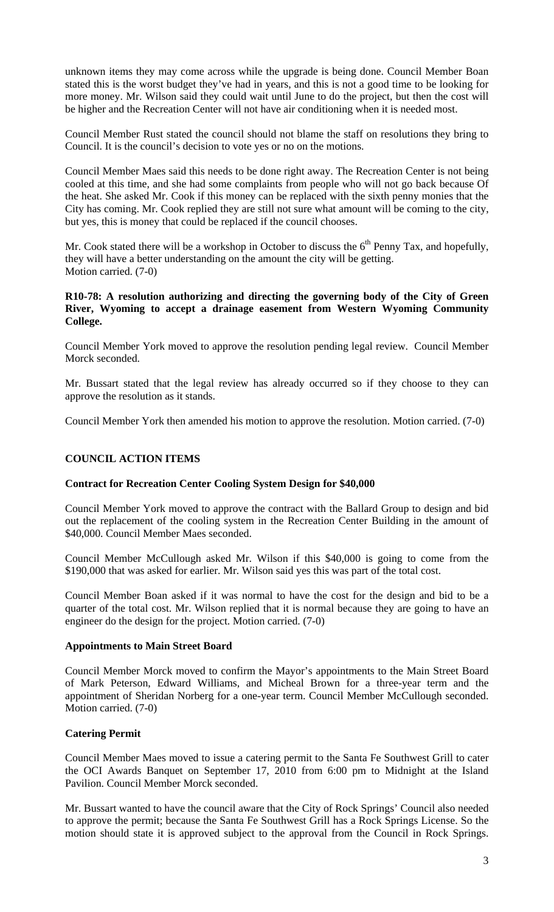unknown items they may come across while the upgrade is being done. Council Member Boan stated this is the worst budget they've had in years, and this is not a good time to be looking for more money. Mr. Wilson said they could wait until June to do the project, but then the cost will be higher and the Recreation Center will not have air conditioning when it is needed most.

Council Member Rust stated the council should not blame the staff on resolutions they bring to Council. It is the council's decision to vote yes or no on the motions.

Council Member Maes said this needs to be done right away. The Recreation Center is not being cooled at this time, and she had some complaints from people who will not go back because Of the heat. She asked Mr. Cook if this money can be replaced with the sixth penny monies that the City has coming. Mr. Cook replied they are still not sure what amount will be coming to the city, but yes, this is money that could be replaced if the council chooses.

Mr. Cook stated there will be a workshop in October to discuss the 6th Penny Tax, and hopefully, they will have a better understanding on the amount the city will be getting.
Motion carried. (7-0)

**R10-78: A resolution authorizing and directing the governing body of the City of Green River, Wyoming to accept a drainage easement from Western Wyoming Community College.**

Council Member York moved to approve the resolution pending legal review. Council Member Morck seconded.

Mr. Bussart stated that the legal review has already occurred so if they choose to they can approve the resolution as it stands.

Council Member York then amended his motion to approve the resolution. Motion carried. (7-0)

## COUNCIL ACTION ITEMS

### Contract for Recreation Center Cooling System Design for $40,000

Council Member York moved to approve the contract with the Ballard Group to design and bid out the replacement of the cooling system in the Recreation Center Building in the amount of $40,000. Council Member Maes seconded.

Council Member McCullough asked Mr. Wilson if this $40,000 is going to come from the $190,000 that was asked for earlier. Mr. Wilson said yes this was part of the total cost.

Council Member Boan asked if it was normal to have the cost for the design and bid to be a quarter of the total cost. Mr. Wilson replied that it is normal because they are going to have an engineer do the design for the project. Motion carried. (7-0)

### Appointments to Main Street Board

Council Member Morck moved to confirm the Mayor's appointments to the Main Street Board of Mark Peterson, Edward Williams, and Micheal Brown for a three-year term and the appointment of Sheridan Norberg for a one-year term. Council Member McCullough seconded. Motion carried. (7-0)

### Catering Permit

Council Member Maes moved to issue a catering permit to the Santa Fe Southwest Grill to cater the OCI Awards Banquet on September 17, 2010 from 6:00 pm to Midnight at the Island Pavilion. Council Member Morck seconded.

Mr. Bussart wanted to have the council aware that the City of Rock Springs' Council also needed to approve the permit; because the Santa Fe Southwest Grill has a Rock Springs License. So the motion should state it is approved subject to the approval from the Council in Rock Springs.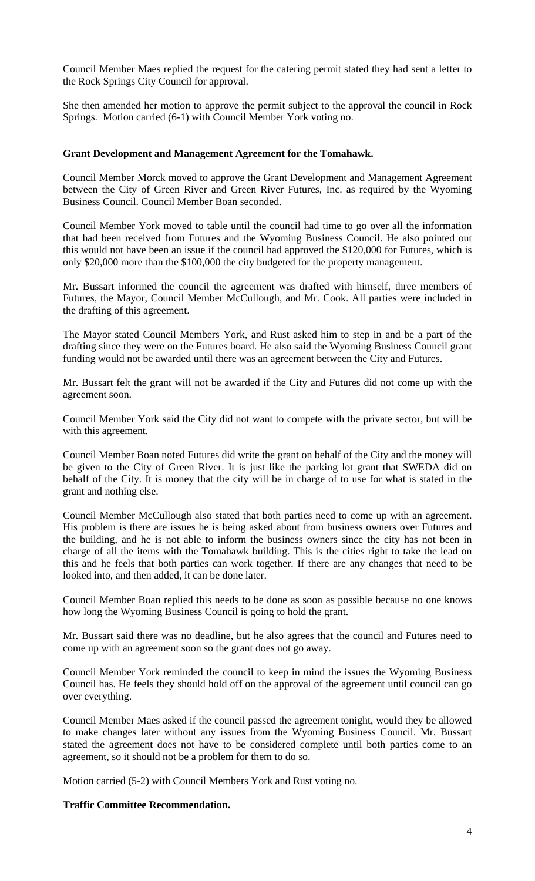Council Member Maes replied the request for the catering permit stated they had sent a letter to the Rock Springs City Council for approval.

She then amended her motion to approve the permit subject to the approval the council in Rock Springs. Motion carried (6-1) with Council Member York voting no.

**Grant Development and Management Agreement for the Tomahawk.**

Council Member Morck moved to approve the Grant Development and Management Agreement between the City of Green River and Green River Futures, Inc. as required by the Wyoming Business Council. Council Member Boan seconded.

Council Member York moved to table until the council had time to go over all the information that had been received from Futures and the Wyoming Business Council. He also pointed out this would not have been an issue if the council had approved the $120,000 for Futures, which is only $20,000 more than the $100,000 the city budgeted for the property management.

Mr. Bussart informed the council the agreement was drafted with himself, three members of Futures, the Mayor, Council Member McCullough, and Mr. Cook. All parties were included in the drafting of this agreement.

The Mayor stated Council Members York, and Rust asked him to step in and be a part of the drafting since they were on the Futures board. He also said the Wyoming Business Council grant funding would not be awarded until there was an agreement between the City and Futures.

Mr. Bussart felt the grant will not be awarded if the City and Futures did not come up with the agreement soon.

Council Member York said the City did not want to compete with the private sector, but will be with this agreement.

Council Member Boan noted Futures did write the grant on behalf of the City and the money will be given to the City of Green River. It is just like the parking lot grant that SWEDA did on behalf of the City. It is money that the city will be in charge of to use for what is stated in the grant and nothing else.

Council Member McCullough also stated that both parties need to come up with an agreement. His problem is there are issues he is being asked about from business owners over Futures and the building, and he is not able to inform the business owners since the city has not been in charge of all the items with the Tomahawk building. This is the cities right to take the lead on this and he feels that both parties can work together. If there are any changes that need to be looked into, and then added, it can be done later.

Council Member Boan replied this needs to be done as soon as possible because no one knows how long the Wyoming Business Council is going to hold the grant.

Mr. Bussart said there was no deadline, but he also agrees that the council and Futures need to come up with an agreement soon so the grant does not go away.

Council Member York reminded the council to keep in mind the issues the Wyoming Business Council has. He feels they should hold off on the approval of the agreement until council can go over everything.

Council Member Maes asked if the council passed the agreement tonight, would they be allowed to make changes later without any issues from the Wyoming Business Council. Mr. Bussart stated the agreement does not have to be considered complete until both parties come to an agreement, so it should not be a problem for them to do so.

Motion carried (5-2) with Council Members York and Rust voting no.

**Traffic Committee Recommendation.**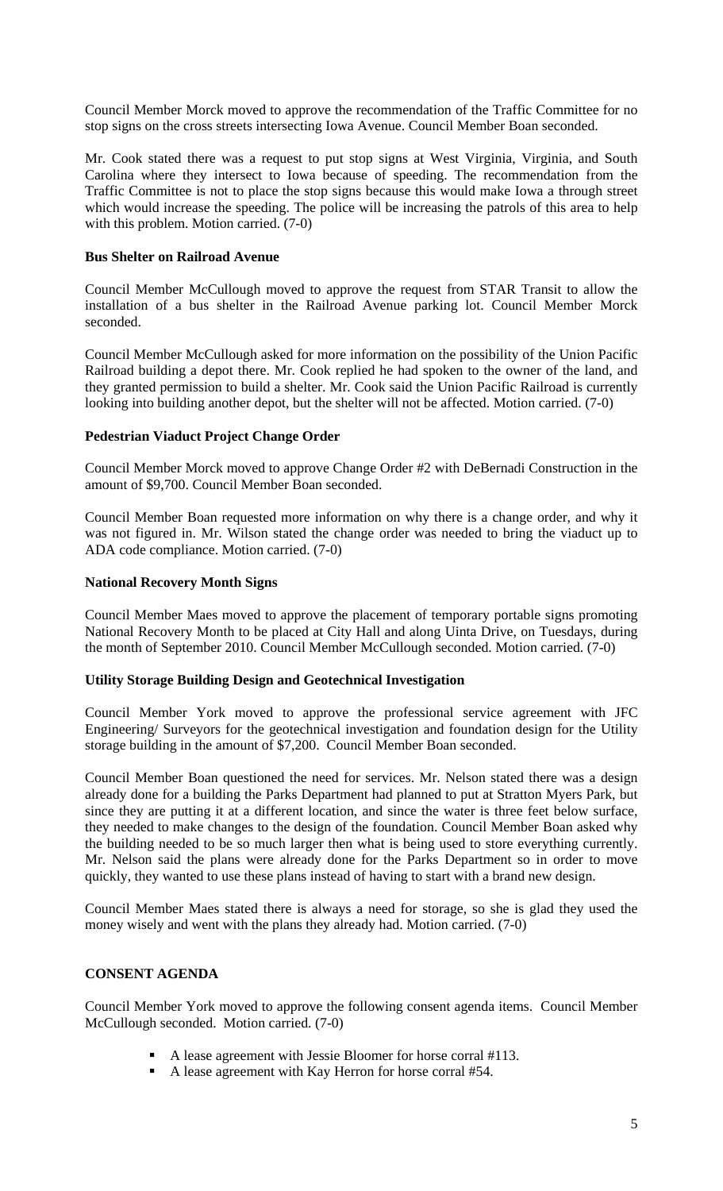Council Member Morck moved to approve the recommendation of the Traffic Committee for no stop signs on the cross streets intersecting Iowa Avenue. Council Member Boan seconded.

Mr. Cook stated there was a request to put stop signs at West Virginia, Virginia, and South Carolina where they intersect to Iowa because of speeding. The recommendation from the Traffic Committee is not to place the stop signs because this would make Iowa a through street which would increase the speeding. The police will be increasing the patrols of this area to help with this problem. Motion carried. (7-0)

**Bus Shelter on Railroad Avenue**

Council Member McCullough moved to approve the request from STAR Transit to allow the installation of a bus shelter in the Railroad Avenue parking lot. Council Member Morck seconded.

Council Member McCullough asked for more information on the possibility of the Union Pacific Railroad building a depot there. Mr. Cook replied he had spoken to the owner of the land, and they granted permission to build a shelter. Mr. Cook said the Union Pacific Railroad is currently looking into building another depot, but the shelter will not be affected. Motion carried. (7-0)

**Pedestrian Viaduct Project Change Order**

Council Member Morck moved to approve Change Order #2 with DeBernadi Construction in the amount of $9,700. Council Member Boan seconded.

Council Member Boan requested more information on why there is a change order, and why it was not figured in. Mr. Wilson stated the change order was needed to bring the viaduct up to ADA code compliance. Motion carried. (7-0)

**National Recovery Month Signs**

Council Member Maes moved to approve the placement of temporary portable signs promoting National Recovery Month to be placed at City Hall and along Uinta Drive, on Tuesdays, during the month of September 2010. Council Member McCullough seconded. Motion carried. (7-0)

**Utility Storage Building Design and Geotechnical Investigation**

Council Member York moved to approve the professional service agreement with JFC Engineering/ Surveyors for the geotechnical investigation and foundation design for the Utility storage building in the amount of $7,200. Council Member Boan seconded.

Council Member Boan questioned the need for services. Mr. Nelson stated there was a design already done for a building the Parks Department had planned to put at Stratton Myers Park, but since they are putting it at a different location, and since the water is three feet below surface, they needed to make changes to the design of the foundation. Council Member Boan asked why the building needed to be so much larger then what is being used to store everything currently. Mr. Nelson said the plans were already done for the Parks Department so in order to move quickly, they wanted to use these plans instead of having to start with a brand new design.

Council Member Maes stated there is always a need for storage, so she is glad they used the money wisely and went with the plans they already had. Motion carried. (7-0)

**CONSENT AGENDA**

Council Member York moved to approve the following consent agenda items. Council Member McCullough seconded. Motion carried. (7-0)

- A lease agreement with Jessie Bloomer for horse corral #113.
- A lease agreement with Kay Herron for horse corral #54.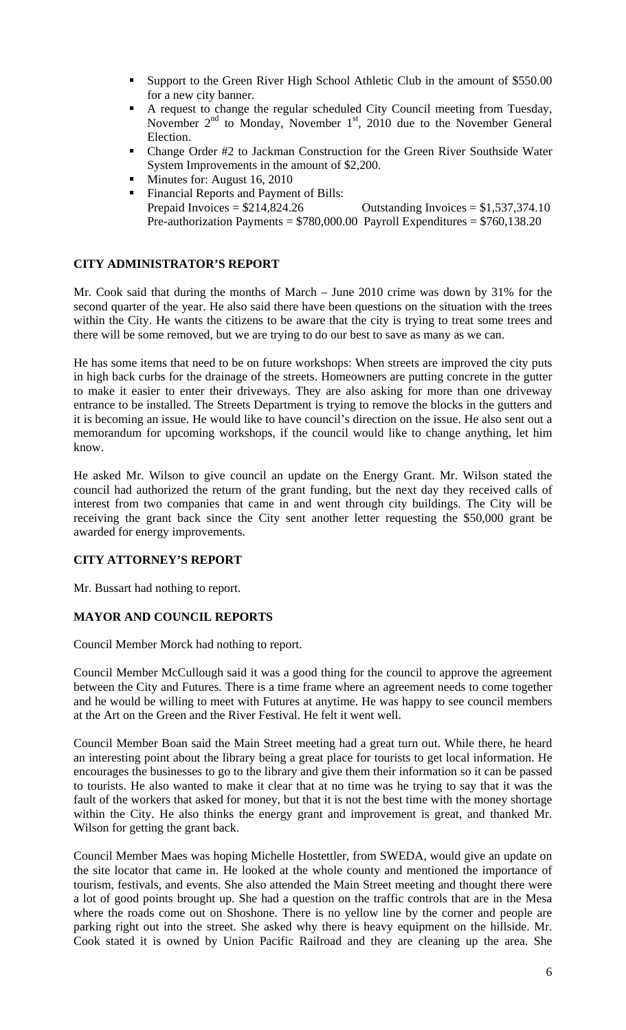- Support to the Green River High School Athletic Club in the amount of $550.00 for a new city banner.
- A request to change the regular scheduled City Council meeting from Tuesday, November 2nd to Monday, November 1st, 2010 due to the November General Election.
- Change Order #2 to Jackman Construction for the Green River Southside Water System Improvements in the amount of $2,200.
- Minutes for: August 16, 2010
- Financial Reports and Payment of Bills:
  Prepaid Invoices = $214,824.26 Outstanding Invoices = $1,537,374.10
  Pre-authorization Payments = $780,000.00 Payroll Expenditures = $760,138.20

**CITY ADMINISTRATOR'S REPORT**

Mr. Cook said that during the months of March – June 2010 crime was down by 31% for the second quarter of the year. He also said there have been questions on the situation with the trees within the City. He wants the citizens to be aware that the city is trying to treat some trees and there will be some removed, but we are trying to do our best to save as many as we can.

He has some items that need to be on future workshops: When streets are improved the city puts in high back curbs for the drainage of the streets. Homeowners are putting concrete in the gutter to make it easier to enter their driveways. They are also asking for more than one driveway entrance to be installed. The Streets Department is trying to remove the blocks in the gutters and it is becoming an issue. He would like to have council's direction on the issue. He also sent out a memorandum for upcoming workshops, if the council would like to change anything, let him know.

He asked Mr. Wilson to give council an update on the Energy Grant. Mr. Wilson stated the council had authorized the return of the grant funding, but the next day they received calls of interest from two companies that came in and went through city buildings. The City will be receiving the grant back since the City sent another letter requesting the $50,000 grant be awarded for energy improvements.

**CITY ATTORNEY'S REPORT**

Mr. Bussart had nothing to report.

**MAYOR AND COUNCIL REPORTS**

Council Member Morck had nothing to report.

Council Member McCullough said it was a good thing for the council to approve the agreement between the City and Futures. There is a time frame where an agreement needs to come together and he would be willing to meet with Futures at anytime. He was happy to see council members at the Art on the Green and the River Festival. He felt it went well.

Council Member Boan said the Main Street meeting had a great turn out. While there, he heard an interesting point about the library being a great place for tourists to get local information. He encourages the businesses to go to the library and give them their information so it can be passed to tourists. He also wanted to make it clear that at no time was he trying to say that it was the fault of the workers that asked for money, but that it is not the best time with the money shortage within the City. He also thinks the energy grant and improvement is great, and thanked Mr. Wilson for getting the grant back.

Council Member Maes was hoping Michelle Hostettler, from SWEDA, would give an update on the site locator that came in. He looked at the whole county and mentioned the importance of tourism, festivals, and events. She also attended the Main Street meeting and thought there were a lot of good points brought up. She had a question on the traffic controls that are in the Mesa where the roads come out on Shoshone. There is no yellow line by the corner and people are parking right out into the street. She asked why there is heavy equipment on the hillside. Mr. Cook stated it is owned by Union Pacific Railroad and they are cleaning up the area. She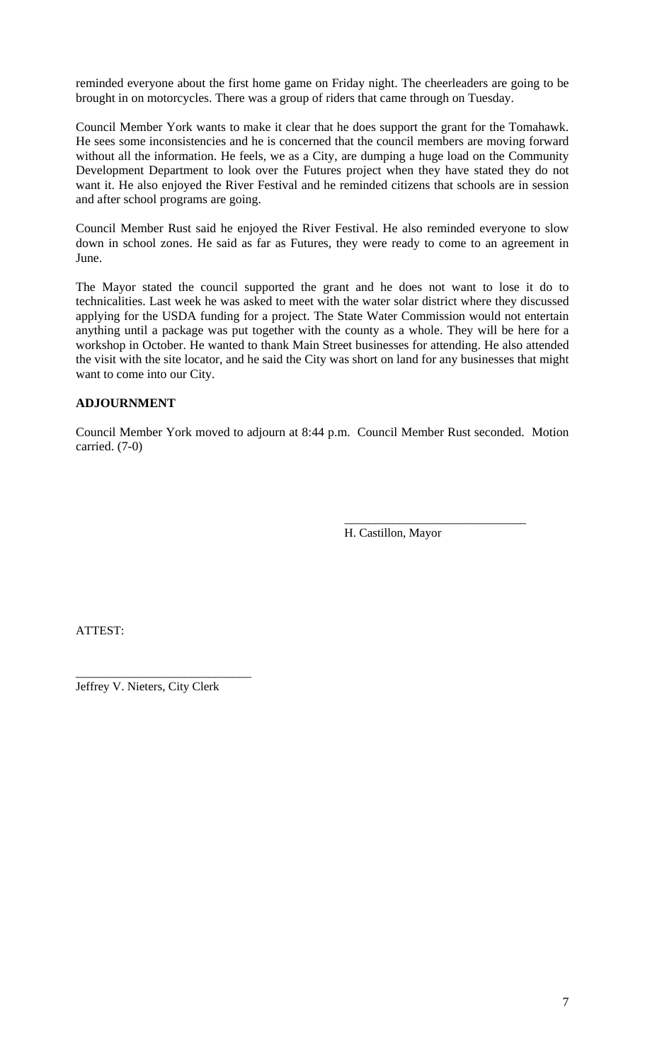reminded everyone about the first home game on Friday night. The cheerleaders are going to be brought in on motorcycles. There was a group of riders that came through on Tuesday.

Council Member York wants to make it clear that he does support the grant for the Tomahawk. He sees some inconsistencies and he is concerned that the council members are moving forward without all the information. He feels, we as a City, are dumping a huge load on the Community Development Department to look over the Futures project when they have stated they do not want it. He also enjoyed the River Festival and he reminded citizens that schools are in session and after school programs are going.

Council Member Rust said he enjoyed the River Festival. He also reminded everyone to slow down in school zones. He said as far as Futures, they were ready to come to an agreement in June.

The Mayor stated the council supported the grant and he does not want to lose it do to technicalities. Last week he was asked to meet with the water solar district where they discussed applying for the USDA funding for a project. The State Water Commission would not entertain anything until a package was put together with the county as a whole. They will be here for a workshop in October. He wanted to thank Main Street businesses for attending. He also attended the visit with the site locator, and he said the City was short on land for any businesses that might want to come into our City.

**ADJOURNMENT**

Council Member York moved to adjourn at 8:44 p.m. Council Member Rust seconded. Motion carried. (7-0)

\_\_\_\_\_\_\_\_\_\_\_\_\_\_\_\_\_\_\_\_\_\_\_\_\_\_\_\_\_\_
H. Castillon, Mayor

ATTEST:

\_\_\_\_\_\_\_\_\_\_\_\_\_\_\_\_\_\_\_\_\_\_\_\_\_\_\_\_\_\_
Jeffrey V. Nieters, City Clerk